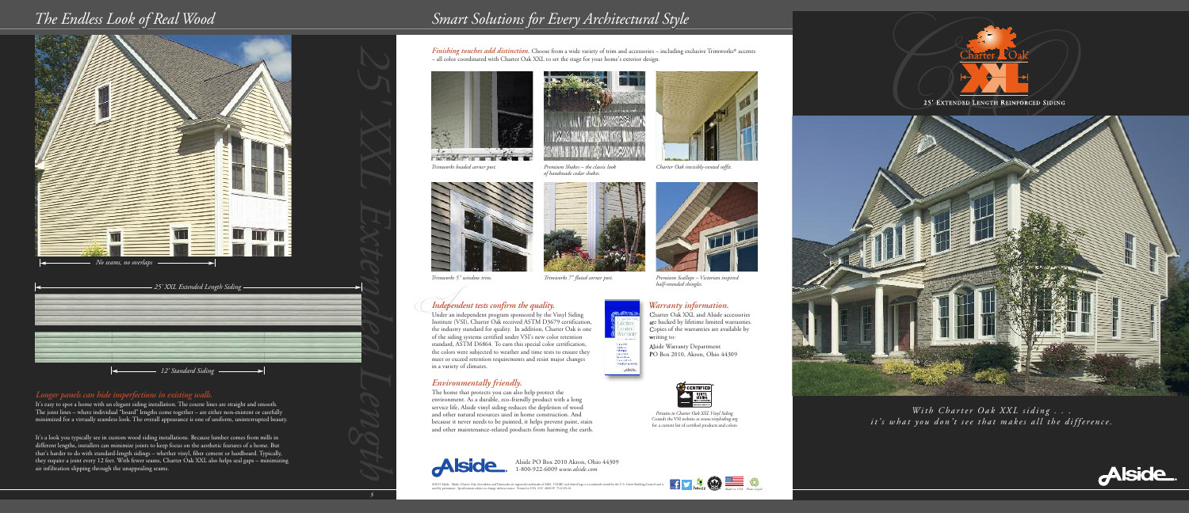# The Endless Look of Real Wood

No seams, no overlaps

25' XXL Extended Length Siding

12' Standard Siding

### *Longer panels can hide imperfections in existing walls.*

It's easy to spot a home with an elegant siding installation. The course lines are straight and smooth. The joint lines – where individual "board" lengths come together – are either non-existent or carefully minimized for a virtually seamless look. The overall appearance is one of uniform, uninterrupted beauty.

It's a look you typically see in custom wood siding installations. Because lumber comes from mills in different lengths, installers can minimize joints to keep focus on the aesthetic features of a home. But that's harder to do with standard-length sidings – whether vinyl, fiber cement or hardboard. Typically, they require a joint every 12 feet. With fewer seams, Charter Oak XXL also helps seal gaps – minimizing air infiltration slipping through the unappealing seams.

25' XXL Extended Length

# Smart Solutions for Every Architectural Style

***Finishing touches add distinction.*** Choose from a wide variety of trim and accessories – including exclusive Trimworks® accents – all color coordinated with Charter Oak XXL to set the stage for your home's exterior design.

*Trimworks beaded corner post.*

*Premium Shakes – the classic look of handmade cedar shakes.*

*Charter Oak invisibly-vented soffit.*

*Trimworks 5" window trim.*

*Trimworks 7" fluted corner post.*

*Premium Scallops – Victorian inspired half-rounded shingles.*

### *Independent tests confirm the quality.*

Under an independent program sponsored by the Vinyl Siding Institute (VSI), Charter Oak received ASTM D3679 certification, the industry standard for quality. In addition, Charter Oak is one of the siding systems certified under VSI's new color retention standard, ASTM D6864. To earn this special color certification, the colors were subjected to weather and time tests to ensure they meet or exceed retention requirements and resist major changes in a variety of climates.

### *Environmentally friendly.*

The home that protects you can also help protect the environment. As a durable, eco-friendly product with a long service life, Alside vinyl siding reduces the depletion of wood and other natural resources used in home construction. And because it never needs to be painted, it helps prevent paint, stain and other maintenance-related products from harming the earth.

### *Warranty information.*

Charter Oak XXL and Alside accessories are backed by lifetime limited warranties. Copies of the warranties are available by writing to:

Alside Warranty Department
PO Box 2010, Akron, Ohio 44309

*Pertains to Charter Oak XXL Vinyl Siding. Consult the VSI website at www.vinylsiding.org for a current list of certified products and colors.*

Alside PO Box 2010 Akron, Ohio 44309
1-800-922-6009 *www.alside.com*

*With Charter Oak XXL siding . . . it's what you don't see that makes all the difference.*

25' EXTENDED LENGTH REINFORCED SIDING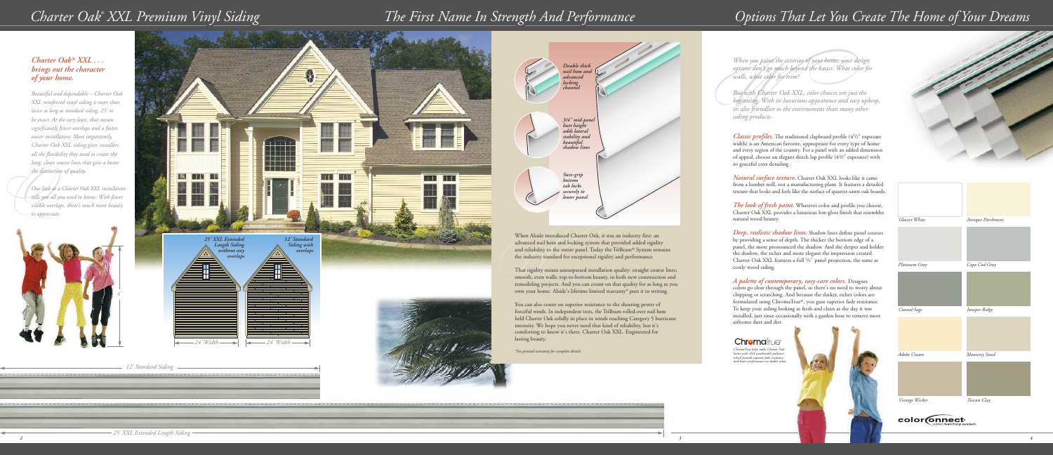# Charter Oak® XXL Premium Vinyl Siding

## *Charter Oak® XXL . . . brings out the character of your home.*

*Beautiful and dependable – Charter Oak XXL reinforced vinyl siding is more than twice as long as standard siding, 25' to be exact. At the very least, that means significantly fewer overlaps and a faster, easier installation. More importantly, Charter Oak XXL siding gives installers all the flexibility they need to create the long, clean course lines that give a home the distinction of quality.*

*One look at a Charter Oak XXL installation tells you all you need to know: With fewer visible overlaps, there's much more beauty to appreciate.*

4'

25' XXL Extended Length Siding without any overlaps

12' Standard Siding with overlaps

24' Width

24' Width

12' Standard Siding

25' XXL Extended Length Siding

# The First Name In Strength And Performance

*Double thick nail hem and advanced locking channel*

*3/4" mid-panel butt height adds lateral stability and beautiful shadow lines*

*Sure-grip bottom tab locks securely to lower panel*

When Alside introduced Charter Oak, it was an industry first: an advanced nail hem and locking system that provided added rigidity and reliability to the entire panel. Today the TriBeam® System remains the industry standard for exceptional rigidity and performance.

That rigidity means unsurpassed installation quality: straight course lines; smooth, even walls; top-to-bottom beauty, in both new construction and remodeling projects. And you can count on that quality for as long as you own your home. Alside's lifetime limited warranty* puts it in writing.

You can also count on superior resistance to the shearing power of forceful winds. In independent tests, the TriBeam rolled-over nail hem held Charter Oak solidly in place in winds reaching Category 5 hurricane intensity. We hope you never need that kind of reliability, but it's comforting to know it's there. Charter Oak XXL. Engineered for lasting beauty.

*\*See printed warranty for complete details.*

# Options That Let You Create The Home of Your Dreams

*When you paint the exterior of your home, your design options don't go much beyond the basics: What color for walls, what color for trim?*

*But with Charter Oak XXL, color choices are just the beginning. With its luxurious appearance and easy upkeep, it's also friendlier to the environment than many other siding products.*

***Classic profiles.*** The traditional clapboard profile (4½" exposure width) is an American favorite, appropriate for every type of home and every region of the country. For a panel with an added dimension of appeal, choose an elegant dutch lap profile (4½" exposure) with its graceful cove detailing.

***Natural surface texture.*** Charter Oak XXL looks like it came from a lumber mill, not a manufacturing plant. It features a detailed texture that looks and feels like the surface of quarter-sawn oak boards.

***The look of fresh paint.*** Whatever color and profile you choose, Charter Oak XXL provides a luxurious low-gloss finish that resembles natural wood beauty.

***Deep, realistic shadow lines.*** Shadow lines define panel courses by providing a sense of depth. The thicker the bottom edge of a panel, the more pronounced the shadow. And the deeper and bolder the shadow, the richer and more elegant the impression created. Charter Oak XXL features a full ¾" panel projection, the same as costly wood siding.

***A palette of contemporary, easy-care colors.*** Designer colors go clear through the panel, so there's no need to worry about chipping or scratching. And because the darker, richer colors are formulated using ChromaTrue®, you gain superior fade resistance. To keep your siding looking as fresh and clean as the day it was installed, just rinse occasionally with a garden hose to remove most airborne dust and dirt.

ChromaTrue®

*ChromaTrue helps make Charter Oak better with ASA weatherable polymers which provide superior fade resistance and better performance on darker colors.*

Glacier White

Antique Parchment

Platinum Gray

Cape Cod Gray

Coastal Sage

Juniper Ridge

Adobe Cream

Monterey Sand

Vintage Wicker

Tuscan Clay

colorconnect color matching system